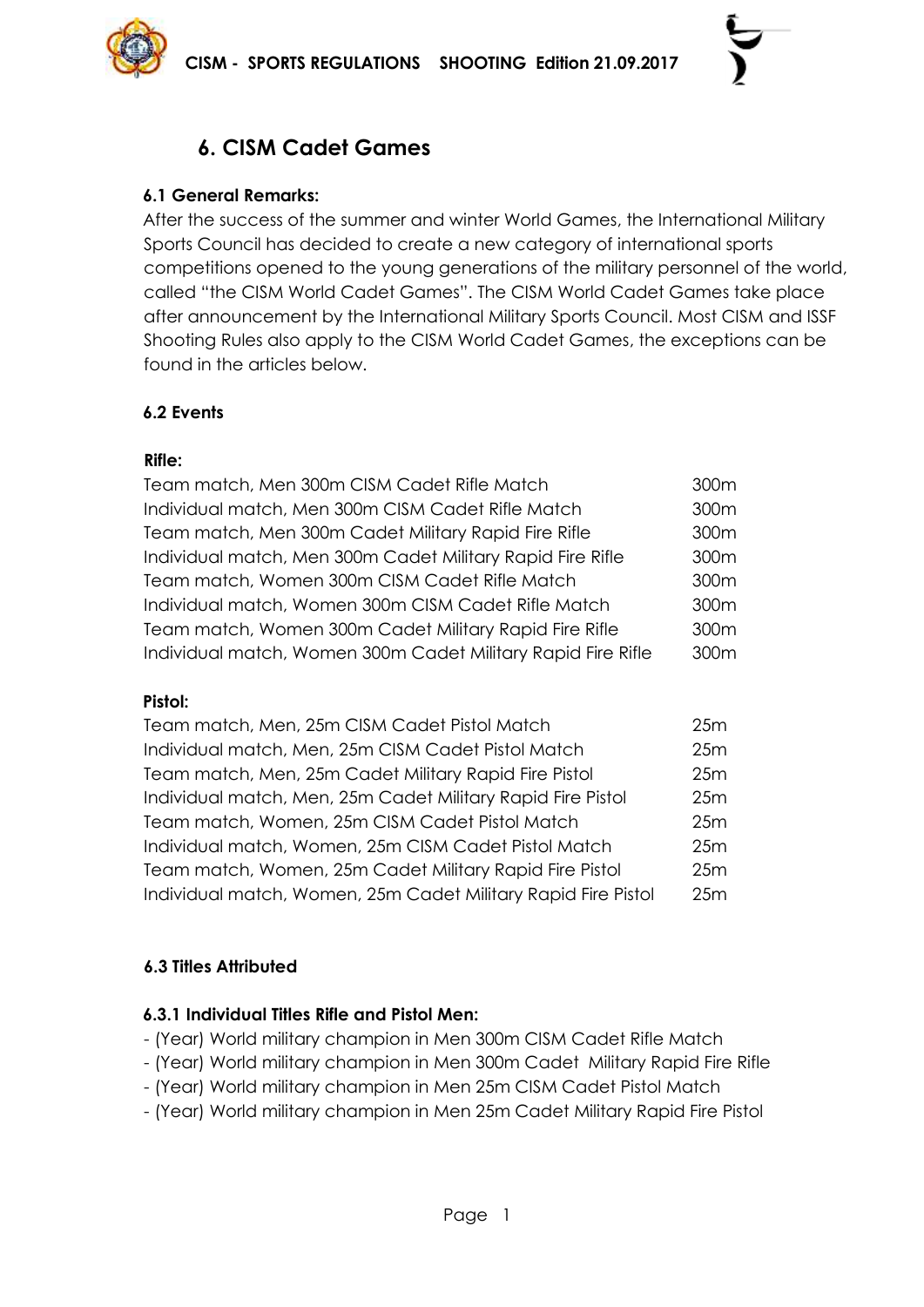# 6. CISM Cadet Games

### 6.1 General Remarks:

After the success of the summer and winter World Games, the International Military Sports Council has decided to create a new category of international sports competitions opened to the young generations of the military personnel of the world, called "the CISM World Cadet Games". The CISM World Cadet Games take place after announcement by the International Military Sports Council. Most CISM and ISSF Shooting Rules also apply to the CISM World Cadet Games, the exceptions can be found in the articles below.

### 6.2 Events

**Rifle:**

| | |
|---|---|
| Team match, Men 300m CISM Cadet Rifle Match | 300m |
| Individual match, Men 300m CISM Cadet Rifle Match | 300m |
| Team match, Men 300m Cadet Military Rapid Fire Rifle | 300m |
| Individual match, Men 300m Cadet Military Rapid Fire Rifle | 300m |
| Team match, Women 300m CISM Cadet Rifle Match | 300m |
| Individual match, Women 300m CISM Cadet Rifle Match | 300m |
| Team match, Women 300m Cadet Military Rapid Fire Rifle | 300m |
| Individual match, Women 300m Cadet Military Rapid Fire Rifle | 300m |

**Pistol:**

| | |
|---|---|
| Team match, Men, 25m CISM Cadet Pistol Match | 25m |
| Individual match, Men, 25m CISM Cadet Pistol Match | 25m |
| Team match, Men, 25m Cadet Military Rapid Fire Pistol | 25m |
| Individual match, Men, 25m Cadet Military Rapid Fire Pistol | 25m |
| Team match, Women, 25m CISM Cadet Pistol Match | 25m |
| Individual match, Women, 25m CISM Cadet Pistol Match | 25m |
| Team match, Women, 25m Cadet Military Rapid Fire Pistol | 25m |
| Individual match, Women, 25m Cadet Military Rapid Fire Pistol | 25m |

### 6.3 Titles Attributed

#### 6.3.1 Individual Titles Rifle and Pistol Men:

- (Year) World military champion in Men 300m CISM Cadet Rifle Match
- (Year) World military champion in Men 300m Cadet Military Rapid Fire Rifle
- (Year) World military champion in Men 25m CISM Cadet Pistol Match
- (Year) World military champion in Men 25m Cadet Military Rapid Fire Pistol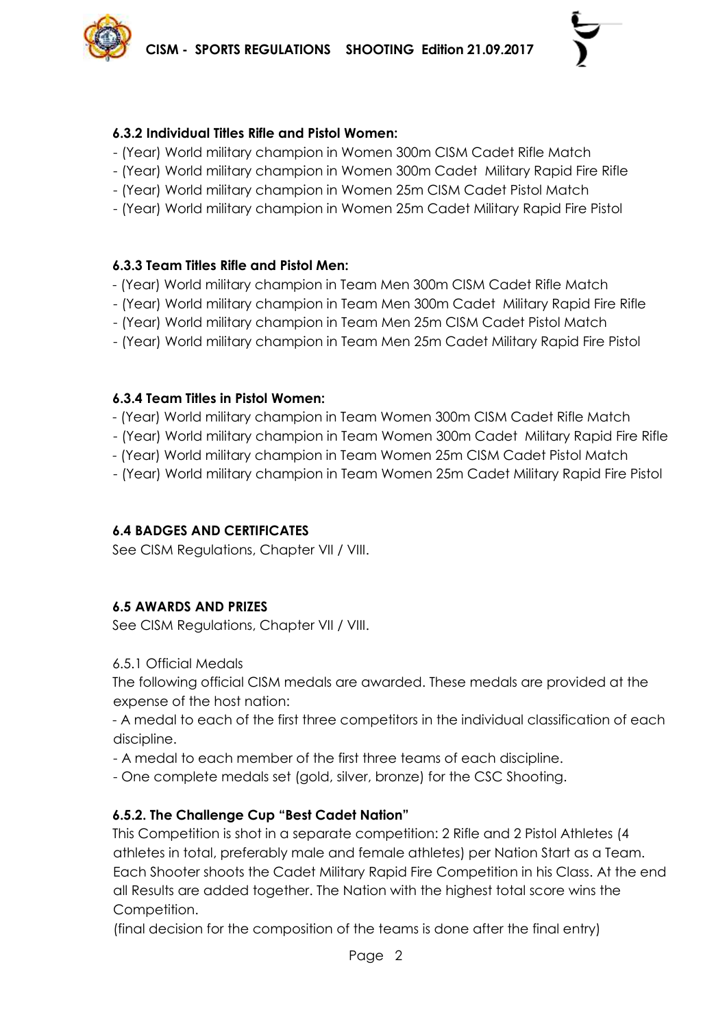**6.3.2 Individual Titles Rifle and Pistol Women:**

- (Year) World military champion in Women 300m CISM Cadet Rifle Match
- (Year) World military champion in Women 300m Cadet Military Rapid Fire Rifle
- (Year) World military champion in Women 25m CISM Cadet Pistol Match
- (Year) World military champion in Women 25m Cadet Military Rapid Fire Pistol

**6.3.3 Team Titles Rifle and Pistol Men:**

- (Year) World military champion in Team Men 300m CISM Cadet Rifle Match
- (Year) World military champion in Team Men 300m Cadet Military Rapid Fire Rifle
- (Year) World military champion in Team Men 25m CISM Cadet Pistol Match
- (Year) World military champion in Team Men 25m Cadet Military Rapid Fire Pistol

**6.3.4 Team Titles in Pistol Women:**

- (Year) World military champion in Team Women 300m CISM Cadet Rifle Match
- (Year) World military champion in Team Women 300m Cadet Military Rapid Fire Rifle
- (Year) World military champion in Team Women 25m CISM Cadet Pistol Match
- (Year) World military champion in Team Women 25m Cadet Military Rapid Fire Pistol

**6.4 BADGES AND CERTIFICATES**

See CISM Regulations, Chapter VII / VIII.

**6.5 AWARDS AND PRIZES**

See CISM Regulations, Chapter VII / VIII.

6.5.1 Official Medals

The following official CISM medals are awarded. These medals are provided at the expense of the host nation:

- A medal to each of the first three competitors in the individual classification of each discipline.
- A medal to each member of the first three teams of each discipline.
- One complete medals set (gold, silver, bronze) for the CSC Shooting.

**6.5.2. The Challenge Cup "Best Cadet Nation"**

This Competition is shot in a separate competition: 2 Rifle and 2 Pistol Athletes (4 athletes in total, preferably male and female athletes) per Nation Start as a Team. Each Shooter shoots the Cadet Military Rapid Fire Competition in his Class. At the end all Results are added together. The Nation with the highest total score wins the Competition.

(final decision for the composition of the teams is done after the final entry)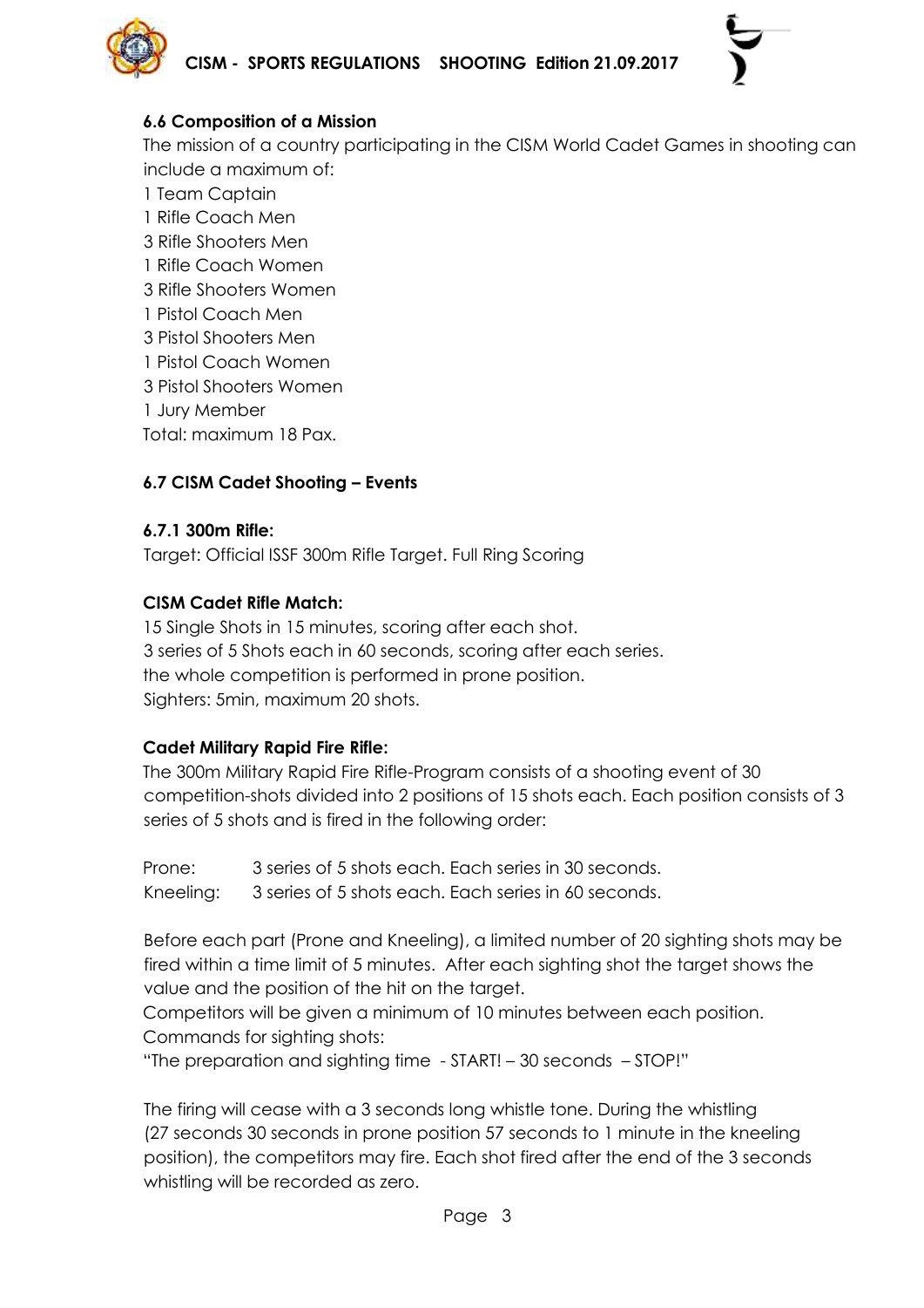### 6.6 Composition of a Mission

The mission of a country participating in the CISM World Cadet Games in shooting can include a maximum of:

1 Team Captain
1 Rifle Coach Men
3 Rifle Shooters Men
1 Rifle Coach Women
3 Rifle Shooters Women
1 Pistol Coach Men
3 Pistol Shooters Men
1 Pistol Coach Women
3 Pistol Shooters Women
1 Jury Member
Total: maximum 18 Pax.

### 6.7 CISM Cadet Shooting – Events

#### 6.7.1 300m Rifle:

Target: Official ISSF 300m Rifle Target. Full Ring Scoring

**CISM Cadet Rifle Match:**

15 Single Shots in 15 minutes, scoring after each shot.
3 series of 5 Shots each in 60 seconds, scoring after each series.
the whole competition is performed in prone position.
Sighters: 5min, maximum 20 shots.

**Cadet Military Rapid Fire Rifle:**

The 300m Military Rapid Fire Rifle-Program consists of a shooting event of 30 competition-shots divided into 2 positions of 15 shots each. Each position consists of 3 series of 5 shots and is fired in the following order:

Prone: 3 series of 5 shots each. Each series in 30 seconds.
Kneeling: 3 series of 5 shots each. Each series in 60 seconds.

Before each part (Prone and Kneeling), a limited number of 20 sighting shots may be fired within a time limit of 5 minutes. After each sighting shot the target shows the value and the position of the hit on the target.
Competitors will be given a minimum of 10 minutes between each position.
Commands for sighting shots:
"The preparation and sighting time - START! – 30 seconds – STOP!"

The firing will cease with a 3 seconds long whistle tone. During the whistling (27 seconds 30 seconds in prone position 57 seconds to 1 minute in the kneeling position), the competitors may fire. Each shot fired after the end of the 3 seconds whistling will be recorded as zero.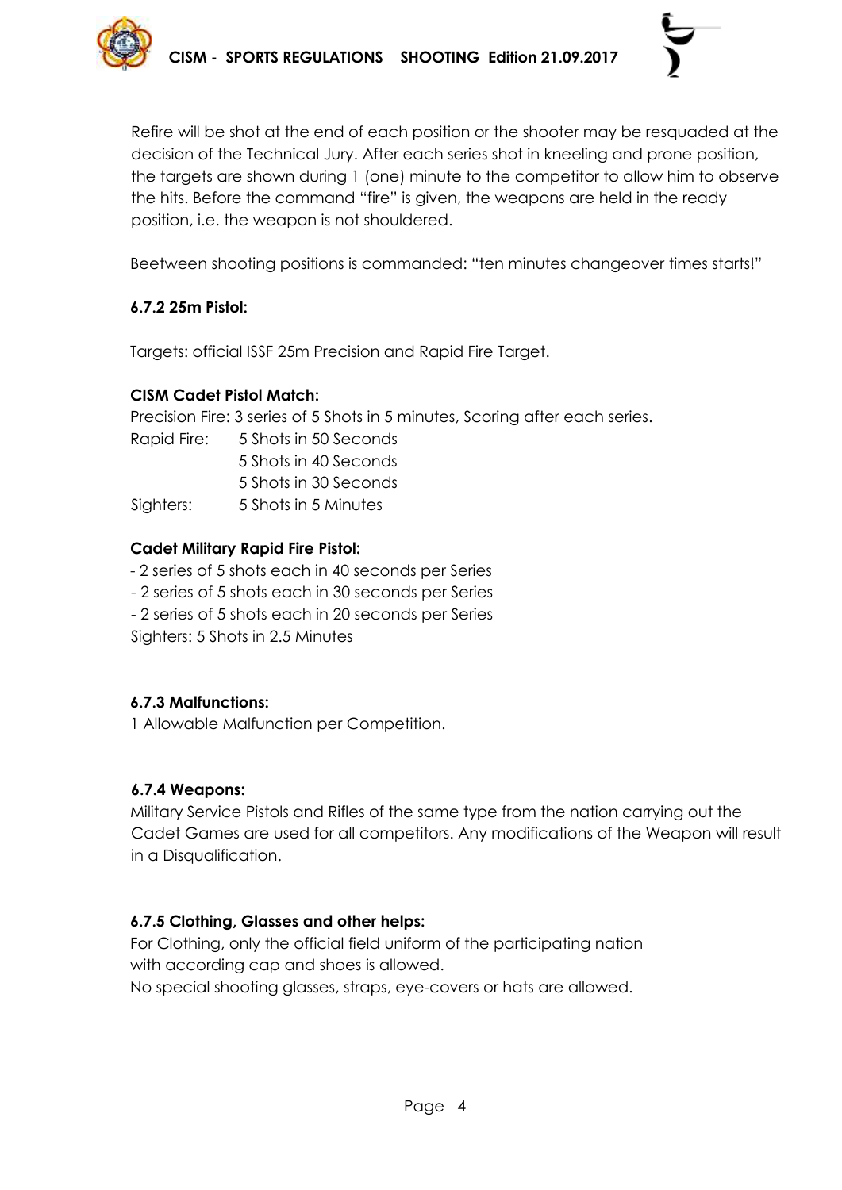Refire will be shot at the end of each position or the shooter may be resquaded at the decision of the Technical Jury. After each series shot in kneeling and prone position, the targets are shown during 1 (one) minute to the competitor to allow him to observe the hits. Before the command "fire" is given, the weapons are held in the ready position, i.e. the weapon is not shouldered.

Beetween shooting positions is commanded: "ten minutes changeover times starts!"

**6.7.2 25m Pistol:**

Targets: official ISSF 25m Precision and Rapid Fire Target.

**CISM Cadet Pistol Match:**

Precision Fire: 3 series of 5 Shots in 5 minutes, Scoring after each series.

| | |
|---|---|
| Rapid Fire: | 5 Shots in 50 Seconds |
| | 5 Shots in 40 Seconds |
| | 5 Shots in 30 Seconds |
| Sighters: | 5 Shots in 5 Minutes |

**Cadet Military Rapid Fire Pistol:**

- 2 series of 5 shots each in 40 seconds per Series
- 2 series of 5 shots each in 30 seconds per Series
- 2 series of 5 shots each in 20 seconds per Series

Sighters: 5 Shots in 2.5 Minutes

**6.7.3 Malfunctions:**

1 Allowable Malfunction per Competition.

**6.7.4 Weapons:**

Military Service Pistols and Rifles of the same type from the nation carrying out the Cadet Games are used for all competitors. Any modifications of the Weapon will result in a Disqualification.

**6.7.5 Clothing, Glasses and other helps:**

For Clothing, only the official field uniform of the participating nation with according cap and shoes is allowed.

No special shooting glasses, straps, eye-covers or hats are allowed.